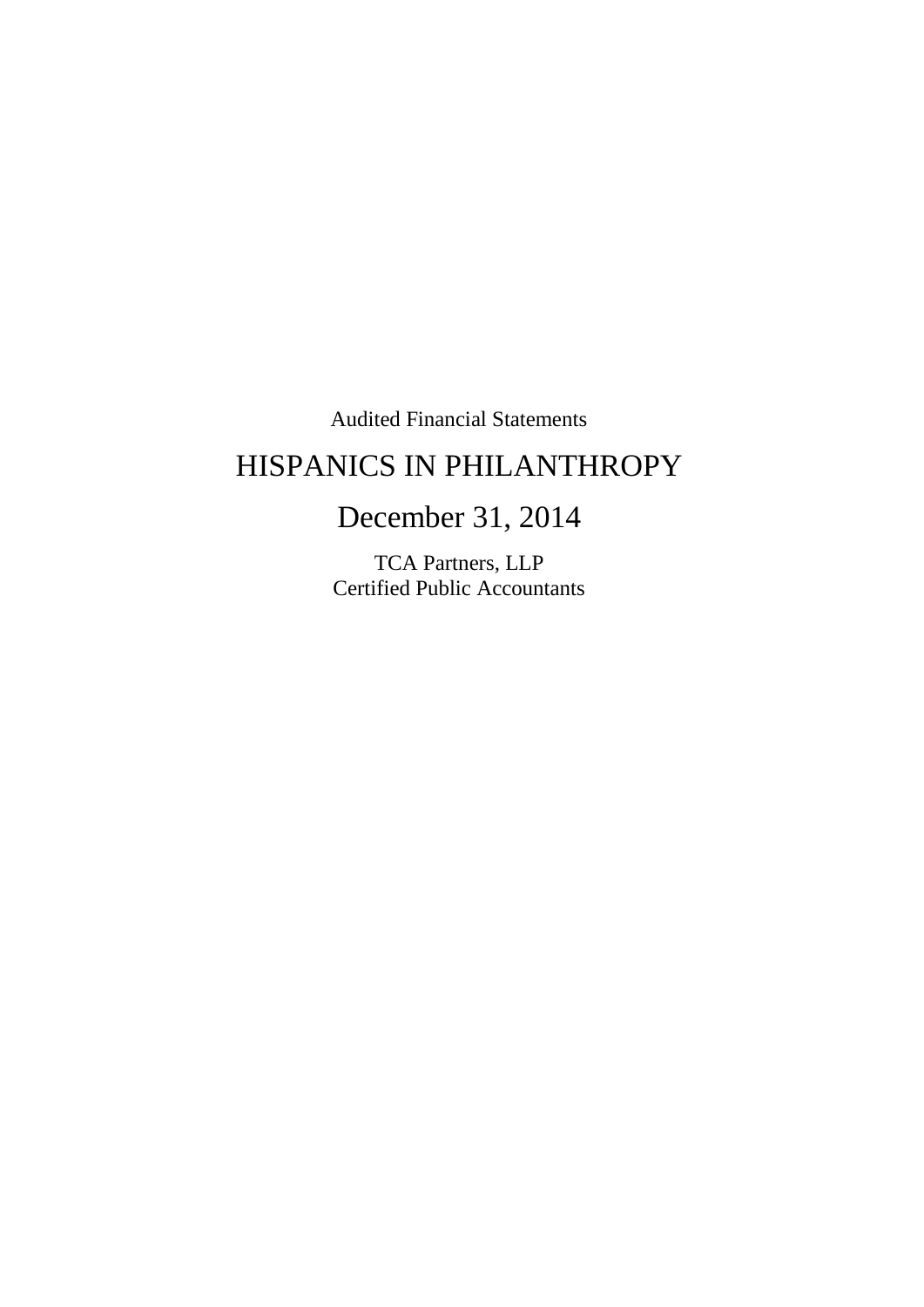Audited Financial Statements

# HISPANICS IN PHILANTHROPY

## December 31, 2014

TCA Partners, LLP
Certified Public Accountants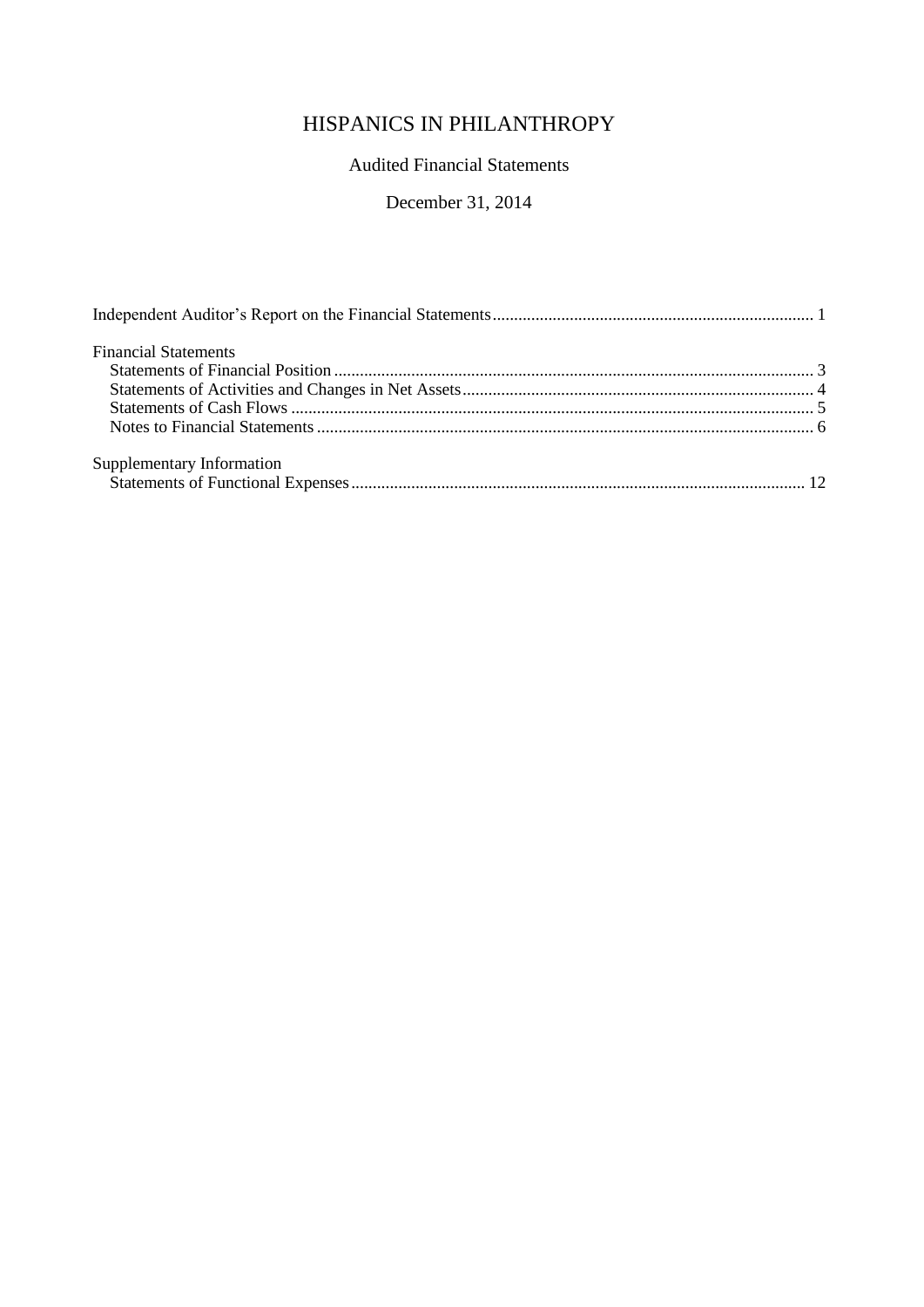# HISPANICS IN PHILANTHROPY

Audited Financial Statements

December 31, 2014

| | |
|---|---|
| Independent Auditor's Report on the Financial Statements | 1 |
| **Financial Statements** | |
| Statements of Financial Position | 3 |
| Statements of Activities and Changes in Net Assets | 4 |
| Statements of Cash Flows | 5 |
| Notes to Financial Statements | 6 |
| **Supplementary Information** | |
| Statements of Functional Expenses | 12 |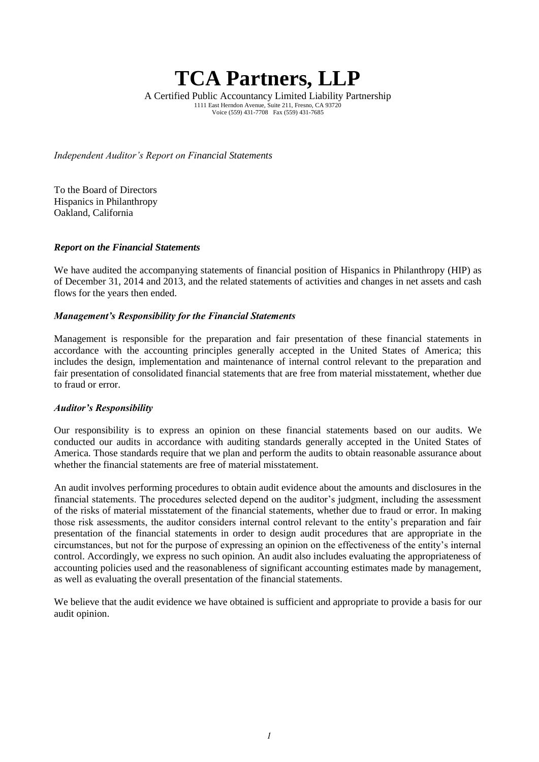# TCA Partners, LLP

A Certified Public Accountancy Limited Liability Partnership
1111 East Herndon Avenue, Suite 211, Fresno, CA 93720
Voice (559) 431-7708 Fax (559) 431-7685

*Independent Auditor's Report on Financial Statements*

To the Board of Directors
Hispanics in Philanthropy
Oakland, California

***Report on the Financial Statements***

We have audited the accompanying statements of financial position of Hispanics in Philanthropy (HIP) as of December 31, 2014 and 2013, and the related statements of activities and changes in net assets and cash flows for the years then ended.

***Management's Responsibility for the Financial Statements***

Management is responsible for the preparation and fair presentation of these financial statements in accordance with the accounting principles generally accepted in the United States of America; this includes the design, implementation and maintenance of internal control relevant to the preparation and fair presentation of consolidated financial statements that are free from material misstatement, whether due to fraud or error.

***Auditor's Responsibility***

Our responsibility is to express an opinion on these financial statements based on our audits. We conducted our audits in accordance with auditing standards generally accepted in the United States of America. Those standards require that we plan and perform the audits to obtain reasonable assurance about whether the financial statements are free of material misstatement.

An audit involves performing procedures to obtain audit evidence about the amounts and disclosures in the financial statements. The procedures selected depend on the auditor's judgment, including the assessment of the risks of material misstatement of the financial statements, whether due to fraud or error. In making those risk assessments, the auditor considers internal control relevant to the entity's preparation and fair presentation of the financial statements in order to design audit procedures that are appropriate in the circumstances, but not for the purpose of expressing an opinion on the effectiveness of the entity's internal control. Accordingly, we express no such opinion. An audit also includes evaluating the appropriateness of accounting policies used and the reasonableness of significant accounting estimates made by management, as well as evaluating the overall presentation of the financial statements.

We believe that the audit evidence we have obtained is sufficient and appropriate to provide a basis for our audit opinion.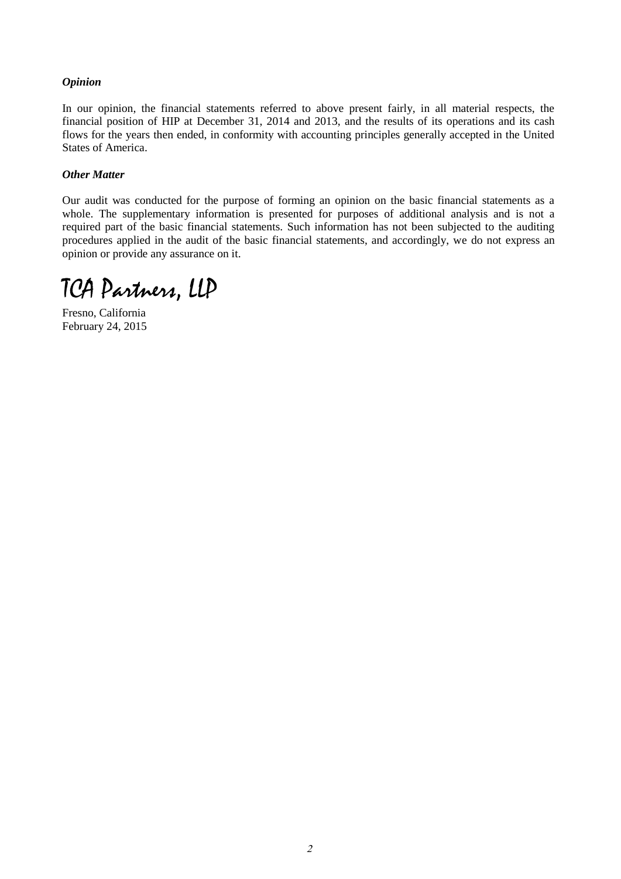***Opinion***

In our opinion, the financial statements referred to above present fairly, in all material respects, the financial position of HIP at December 31, 2014 and 2013, and the results of its operations and its cash flows for the years then ended, in conformity with accounting principles generally accepted in the United States of America.

***Other Matter***

Our audit was conducted for the purpose of forming an opinion on the basic financial statements as a whole. The supplementary information is presented for purposes of additional analysis and is not a required part of the basic financial statements. Such information has not been subjected to the auditing procedures applied in the audit of the basic financial statements, and accordingly, we do not express an opinion or provide any assurance on it.

TCA Partners, LLP

Fresno, California
February 24, 2015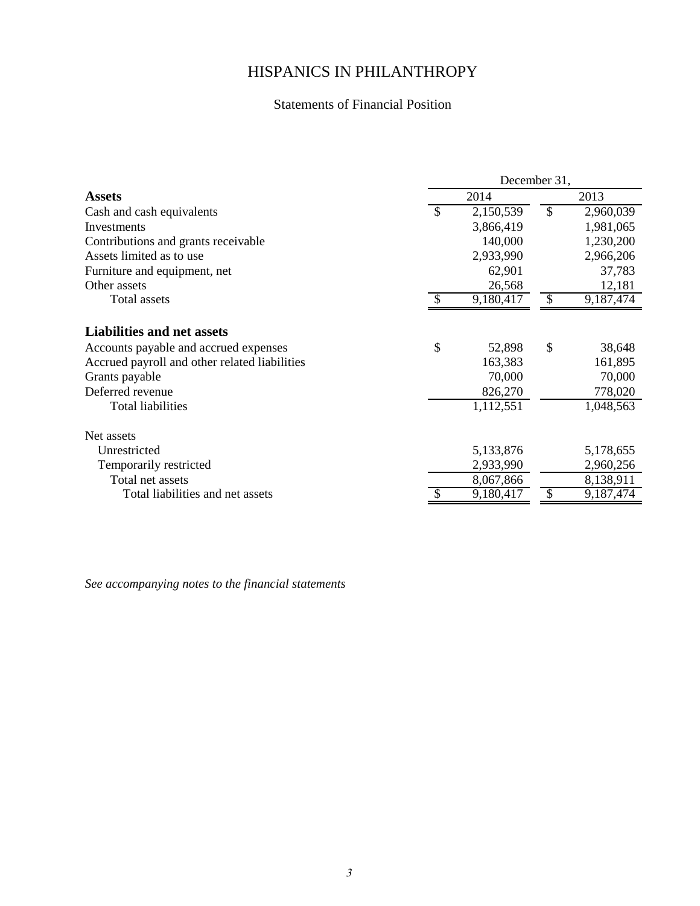# HISPANICS IN PHILANTHROPY

## Statements of Financial Position

| | December 31, | |
|---|---|---|
| **Assets** | 2014 | 2013 |
| Cash and cash equivalents | $ 2,150,539 | $ 2,960,039 |
| Investments | 3,866,419 | 1,981,065 |
| Contributions and grants receivable | 140,000 | 1,230,200 |
| Assets limited as to use | 2,933,990 | 2,966,206 |
| Furniture and equipment, net | 62,901 | 37,783 |
| Other assets | 26,568 | 12,181 |
| Total assets | $ 9,180,417 | $ 9,187,474 |
| **Liabilities and net assets** | | |
| Accounts payable and accrued expenses | $ 52,898 | $ 38,648 |
| Accrued payroll and other related liabilities | 163,383 | 161,895 |
| Grants payable | 70,000 | 70,000 |
| Deferred revenue | 826,270 | 778,020 |
| Total liabilities | 1,112,551 | 1,048,563 |
| Net assets | | |
| Unrestricted | 5,133,876 | 5,178,655 |
| Temporarily restricted | 2,933,990 | 2,960,256 |
| Total net assets | 8,067,866 | 8,138,911 |
| Total liabilities and net assets | $ 9,180,417 | $ 9,187,474 |

*See accompanying notes to the financial statements*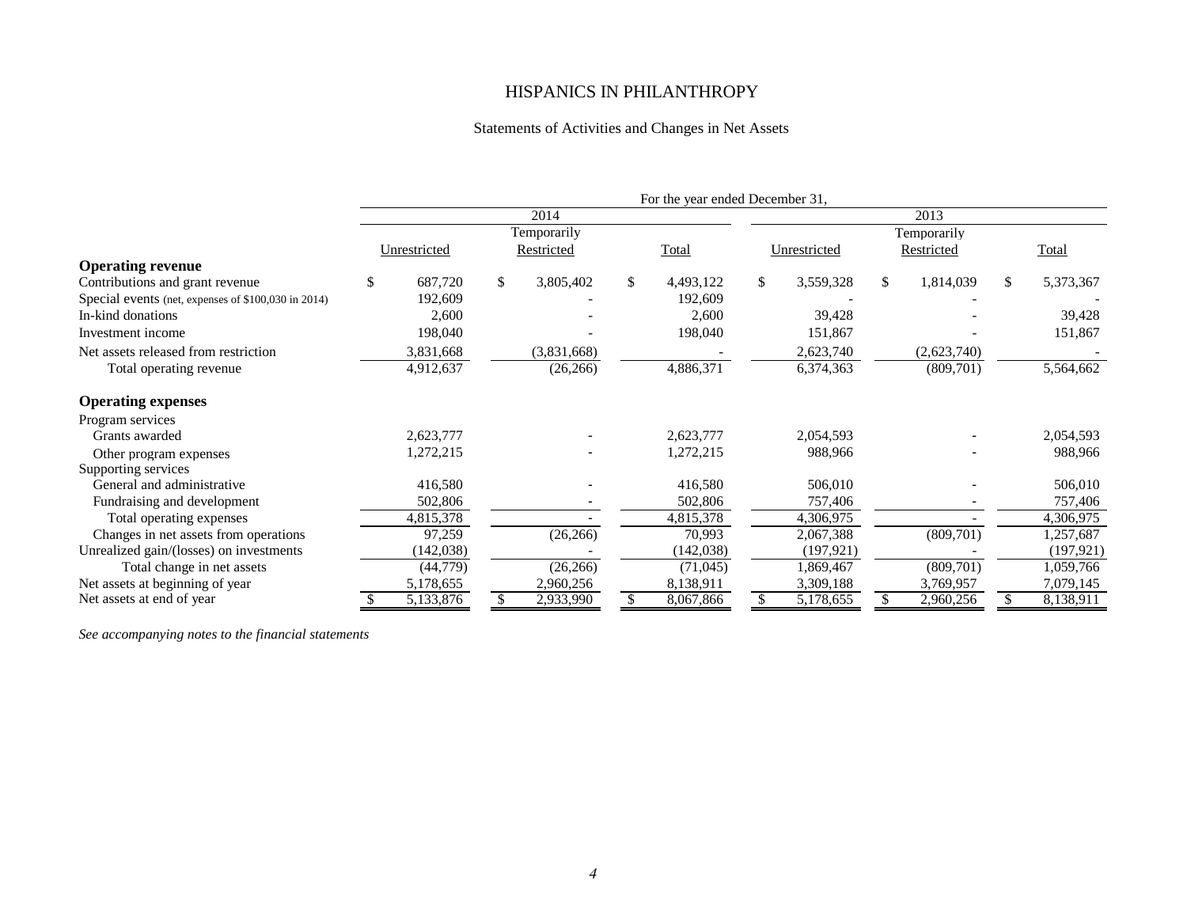# HISPANICS IN PHILANTHROPY

## Statements of Activities and Changes in Net Assets

| | For the year ended December 31, | | | | | |
|---|---|---|---|---|---|---|
| | 2014 | | | 2013 | | |
| | Unrestricted | Temporarily Restricted | Total | Unrestricted | Temporarily Restricted | Total |
| **Operating revenue** | | | | | | |
| Contributions and grant revenue | $ 687,720 | $ 3,805,402 | $ 4,493,122 | $ 3,559,328 | $ 1,814,039 | $ 5,373,367 |
| Special events (net, expenses of $100,030 in 2014) | 192,609 | - | 192,609 | - | - | - |
| In-kind donations | 2,600 | - | 2,600 | 39,428 | - | 39,428 |
| Investment income | 198,040 | - | 198,040 | 151,867 | - | 151,867 |
| Net assets released from restriction | 3,831,668 | (3,831,668) | - | 2,623,740 | (2,623,740) | - |
| Total operating revenue | 4,912,637 | (26,266) | 4,886,371 | 6,374,363 | (809,701) | 5,564,662 |
| **Operating expenses** | | | | | | |
| Program services | | | | | | |
| Grants awarded | 2,623,777 | - | 2,623,777 | 2,054,593 | - | 2,054,593 |
| Other program expenses | 1,272,215 | - | 1,272,215 | 988,966 | - | 988,966 |
| Supporting services | | | | | | |
| General and administrative | 416,580 | - | 416,580 | 506,010 | - | 506,010 |
| Fundraising and development | 502,806 | - | 502,806 | 757,406 | - | 757,406 |
| Total operating expenses | 4,815,378 | - | 4,815,378 | 4,306,975 | - | 4,306,975 |
| Changes in net assets from operations | 97,259 | (26,266) | 70,993 | 2,067,388 | (809,701) | 1,257,687 |
| Unrealized gain/(losses) on investments | (142,038) | - | (142,038) | (197,921) | - | (197,921) |
| Total change in net assets | (44,779) | (26,266) | (71,045) | 1,869,467 | (809,701) | 1,059,766 |
| Net assets at beginning of year | 5,178,655 | 2,960,256 | 8,138,911 | 3,309,188 | 3,769,957 | 7,079,145 |
| Net assets at end of year | $ 5,133,876 | $ 2,933,990 | $ 8,067,866 | $ 5,178,655 | $ 2,960,256 | $ 8,138,911 |

*See accompanying notes to the financial statements*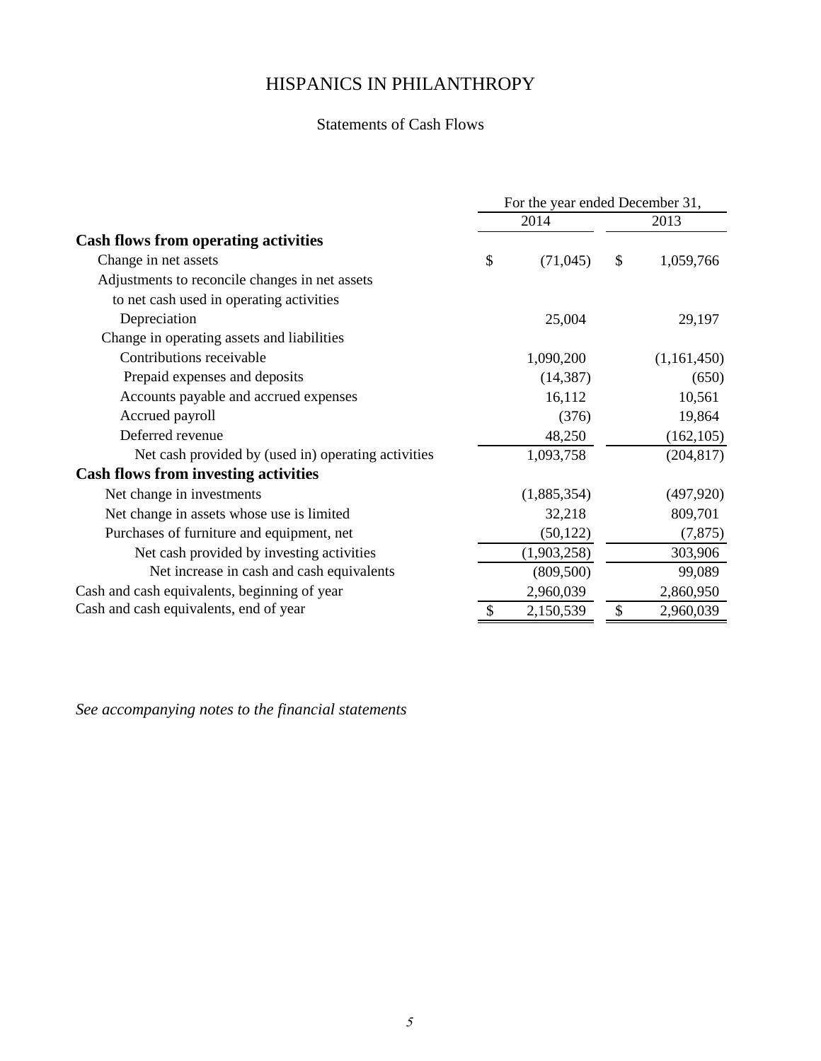# HISPANICS IN PHILANTHROPY

## Statements of Cash Flows

| | For the year ended December 31, | |
|---|---|---|
| | 2014 | 2013 |
| **Cash flows from operating activities** | | |
| Change in net assets | $ (71,045) | $ 1,059,766 |
| Adjustments to reconcile changes in net assets to net cash used in operating activities | | |
| Depreciation | 25,004 | 29,197 |
| Change in operating assets and liabilities | | |
| Contributions receivable | 1,090,200 | (1,161,450) |
| Prepaid expenses and deposits | (14,387) | (650) |
| Accounts payable and accrued expenses | 16,112 | 10,561 |
| Accrued payroll | (376) | 19,864 |
| Deferred revenue | 48,250 | (162,105) |
| Net cash provided by (used in) operating activities | 1,093,758 | (204,817) |
| **Cash flows from investing activities** | | |
| Net change in investments | (1,885,354) | (497,920) |
| Net change in assets whose use is limited | 32,218 | 809,701 |
| Purchases of furniture and equipment, net | (50,122) | (7,875) |
| Net cash provided by investing activities | (1,903,258) | 303,906 |
| Net increase in cash and cash equivalents | (809,500) | 99,089 |
| Cash and cash equivalents, beginning of year | 2,960,039 | 2,860,950 |
| Cash and cash equivalents, end of year | $ 2,150,539 | $ 2,960,039 |

*See accompanying notes to the financial statements*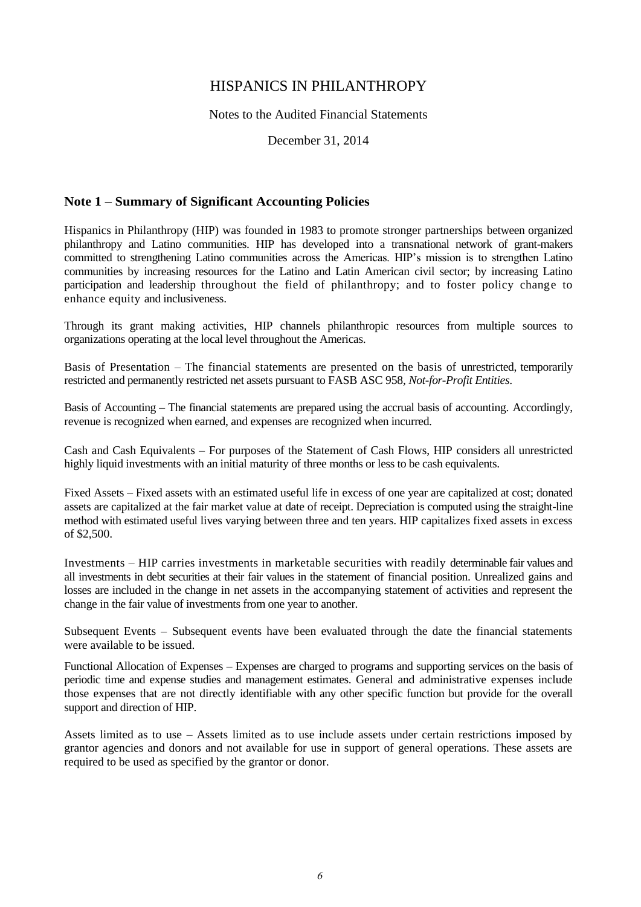# HISPANICS IN PHILANTHROPY

Notes to the Audited Financial Statements

December 31, 2014

## Note 1 – Summary of Significant Accounting Policies

Hispanics in Philanthropy (HIP) was founded in 1983 to promote stronger partnerships between organized philanthropy and Latino communities. HIP has developed into a transnational network of grant-makers committed to strengthening Latino communities across the Americas. HIP's mission is to strengthen Latino communities by increasing resources for the Latino and Latin American civil sector; by increasing Latino participation and leadership throughout the field of philanthropy; and to foster policy change to enhance equity and inclusiveness.

Through its grant making activities, HIP channels philanthropic resources from multiple sources to organizations operating at the local level throughout the Americas.

Basis of Presentation – The financial statements are presented on the basis of unrestricted, temporarily restricted and permanently restricted net assets pursuant to FASB ASC 958, *Not-for-Profit Entities*.

Basis of Accounting – The financial statements are prepared using the accrual basis of accounting. Accordingly, revenue is recognized when earned, and expenses are recognized when incurred.

Cash and Cash Equivalents – For purposes of the Statement of Cash Flows, HIP considers all unrestricted highly liquid investments with an initial maturity of three months or less to be cash equivalents.

Fixed Assets – Fixed assets with an estimated useful life in excess of one year are capitalized at cost; donated assets are capitalized at the fair market value at date of receipt. Depreciation is computed using the straight-line method with estimated useful lives varying between three and ten years. HIP capitalizes fixed assets in excess of $2,500.

Investments – HIP carries investments in marketable securities with readily determinable fair values and all investments in debt securities at their fair values in the statement of financial position. Unrealized gains and losses are included in the change in net assets in the accompanying statement of activities and represent the change in the fair value of investments from one year to another.

Subsequent Events – Subsequent events have been evaluated through the date the financial statements were available to be issued.

Functional Allocation of Expenses – Expenses are charged to programs and supporting services on the basis of periodic time and expense studies and management estimates. General and administrative expenses include those expenses that are not directly identifiable with any other specific function but provide for the overall support and direction of HIP.

Assets limited as to use – Assets limited as to use include assets under certain restrictions imposed by grantor agencies and donors and not available for use in support of general operations. These assets are required to be used as specified by the grantor or donor.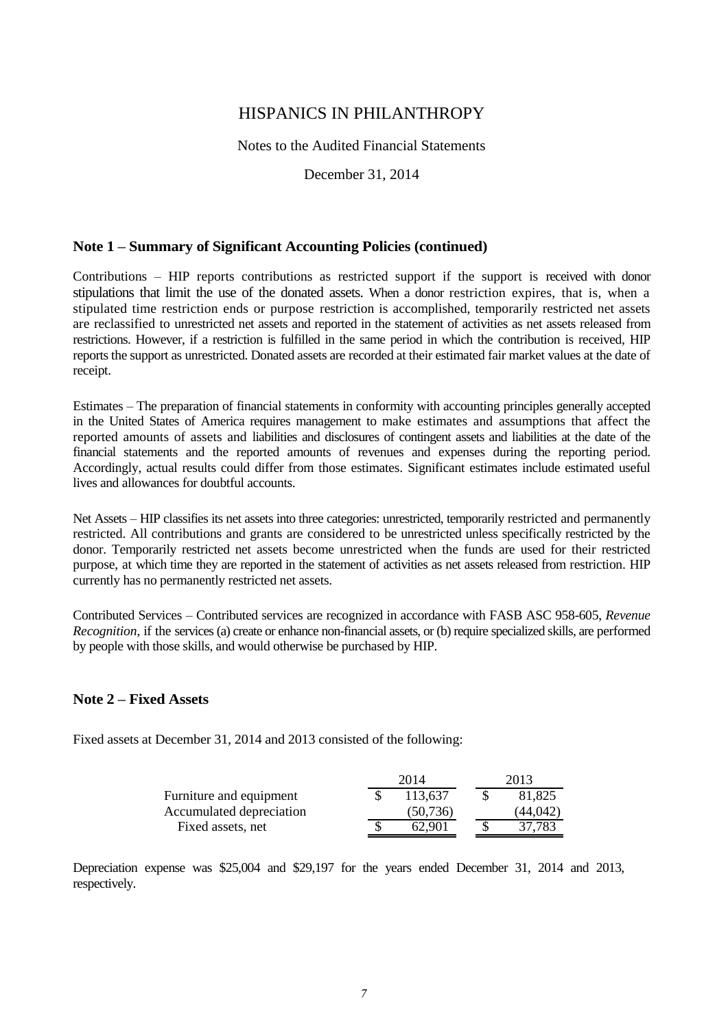# HISPANICS IN PHILANTHROPY

Notes to the Audited Financial Statements

December 31, 2014

## Note 1 – Summary of Significant Accounting Policies (continued)

Contributions – HIP reports contributions as restricted support if the support is received with donor stipulations that limit the use of the donated assets. When a donor restriction expires, that is, when a stipulated time restriction ends or purpose restriction is accomplished, temporarily restricted net assets are reclassified to unrestricted net assets and reported in the statement of activities as net assets released from restrictions. However, if a restriction is fulfilled in the same period in which the contribution is received, HIP reports the support as unrestricted. Donated assets are recorded at their estimated fair market values at the date of receipt.

Estimates – The preparation of financial statements in conformity with accounting principles generally accepted in the United States of America requires management to make estimates and assumptions that affect the reported amounts of assets and liabilities and disclosures of contingent assets and liabilities at the date of the financial statements and the reported amounts of revenues and expenses during the reporting period. Accordingly, actual results could differ from those estimates. Significant estimates include estimated useful lives and allowances for doubtful accounts.

Net Assets – HIP classifies its net assets into three categories: unrestricted, temporarily restricted and permanently restricted. All contributions and grants are considered to be unrestricted unless specifically restricted by the donor. Temporarily restricted net assets become unrestricted when the funds are used for their restricted purpose, at which time they are reported in the statement of activities as net assets released from restriction. HIP currently has no permanently restricted net assets.

Contributed Services – Contributed services are recognized in accordance with FASB ASC 958-605, *Revenue Recognition*, if the services (a) create or enhance non-financial assets, or (b) require specialized skills, are performed by people with those skills, and would otherwise be purchased by HIP.

## Note 2 – Fixed Assets

Fixed assets at December 31, 2014 and 2013 consisted of the following:

| | 2014 | 2013 |
|---|---|---|
| Furniture and equipment | $ 113,637 | $ 81,825 |
| Accumulated depreciation | (50,736) | (44,042) |
| Fixed assets, net | $ 62,901 | $ 37,783 |

Depreciation expense was $25,004 and $29,197 for the years ended December 31, 2014 and 2013, respectively.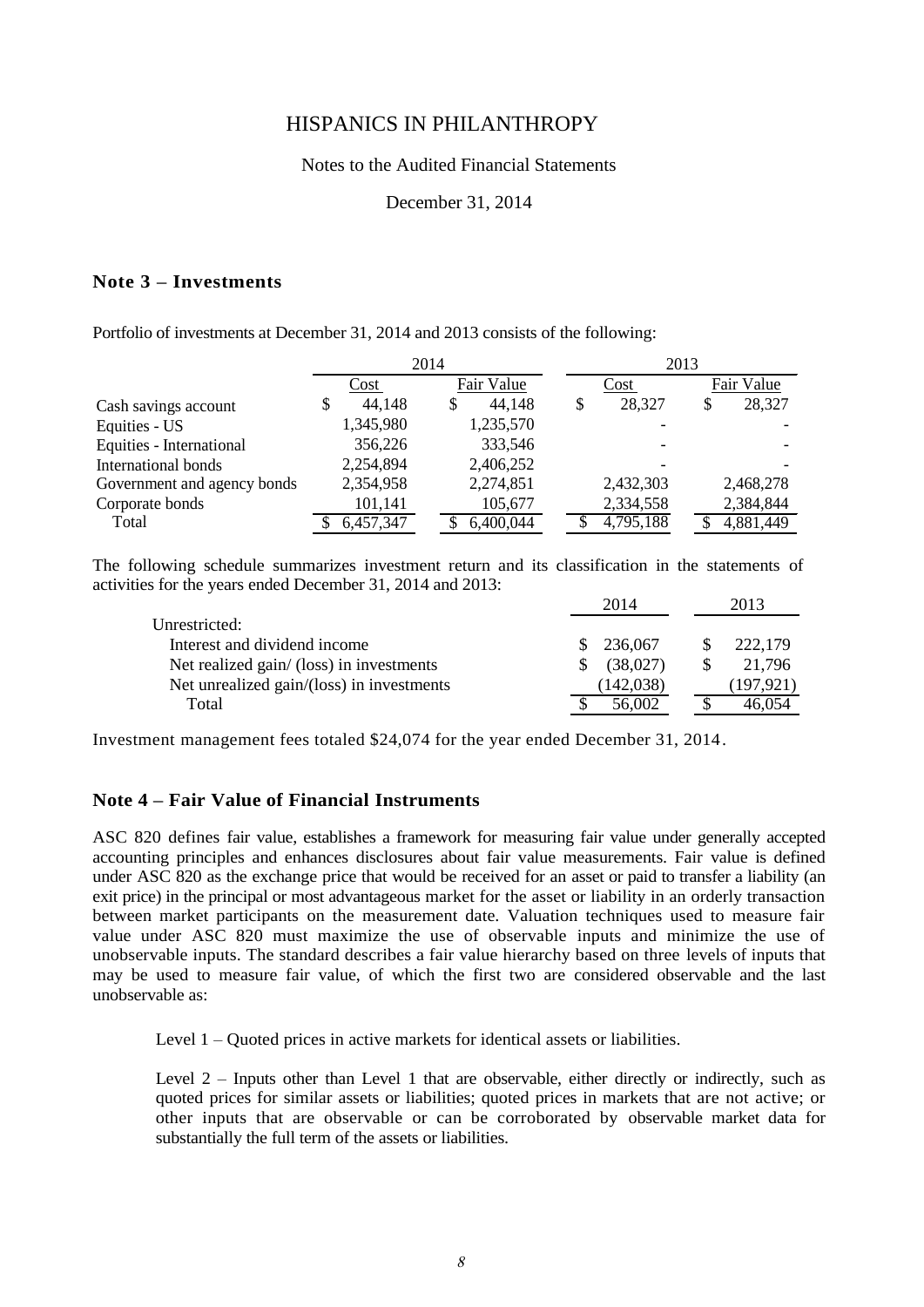# HISPANICS IN PHILANTHROPY

Notes to the Audited Financial Statements

December 31, 2014

## Note 3 – Investments

Portfolio of investments at December 31, 2014 and 2013 consists of the following:

| | 2014 | | 2013 | |
|---|---|---|---|---|
| | Cost | Fair Value | Cost | Fair Value |
| Cash savings account | $ 44,148 | $ 44,148 | $ 28,327 | $ 28,327 |
| Equities - US | 1,345,980 | 1,235,570 | - | - |
| Equities - International | 356,226 | 333,546 | - | - |
| International bonds | 2,254,894 | 2,406,252 | - | - |
| Government and agency bonds | 2,354,958 | 2,274,851 | 2,432,303 | 2,468,278 |
| Corporate bonds | 101,141 | 105,677 | 2,334,558 | 2,384,844 |
| Total | $ 6,457,347 | $ 6,400,044 | $ 4,795,188 | $ 4,881,449 |

The following schedule summarizes investment return and its classification in the statements of activities for the years ended December 31, 2014 and 2013:

| | 2014 | 2013 |
|---|---|---|
| Unrestricted: | | |
| Interest and dividend income | $ 236,067 | $ 222,179 |
| Net realized gain/ (loss) in investments | $ (38,027) | $ 21,796 |
| Net unrealized gain/(loss) in investments | (142,038) | (197,921) |
| Total | $ 56,002 | $ 46,054 |

Investment management fees totaled $24,074 for the year ended December 31, 2014.

## Note 4 – Fair Value of Financial Instruments

ASC 820 defines fair value, establishes a framework for measuring fair value under generally accepted accounting principles and enhances disclosures about fair value measurements. Fair value is defined under ASC 820 as the exchange price that would be received for an asset or paid to transfer a liability (an exit price) in the principal or most advantageous market for the asset or liability in an orderly transaction between market participants on the measurement date. Valuation techniques used to measure fair value under ASC 820 must maximize the use of observable inputs and minimize the use of unobservable inputs. The standard describes a fair value hierarchy based on three levels of inputs that may be used to measure fair value, of which the first two are considered observable and the last unobservable as:

Level 1 – Quoted prices in active markets for identical assets or liabilities.

Level 2 – Inputs other than Level 1 that are observable, either directly or indirectly, such as quoted prices for similar assets or liabilities; quoted prices in markets that are not active; or other inputs that are observable or can be corroborated by observable market data for substantially the full term of the assets or liabilities.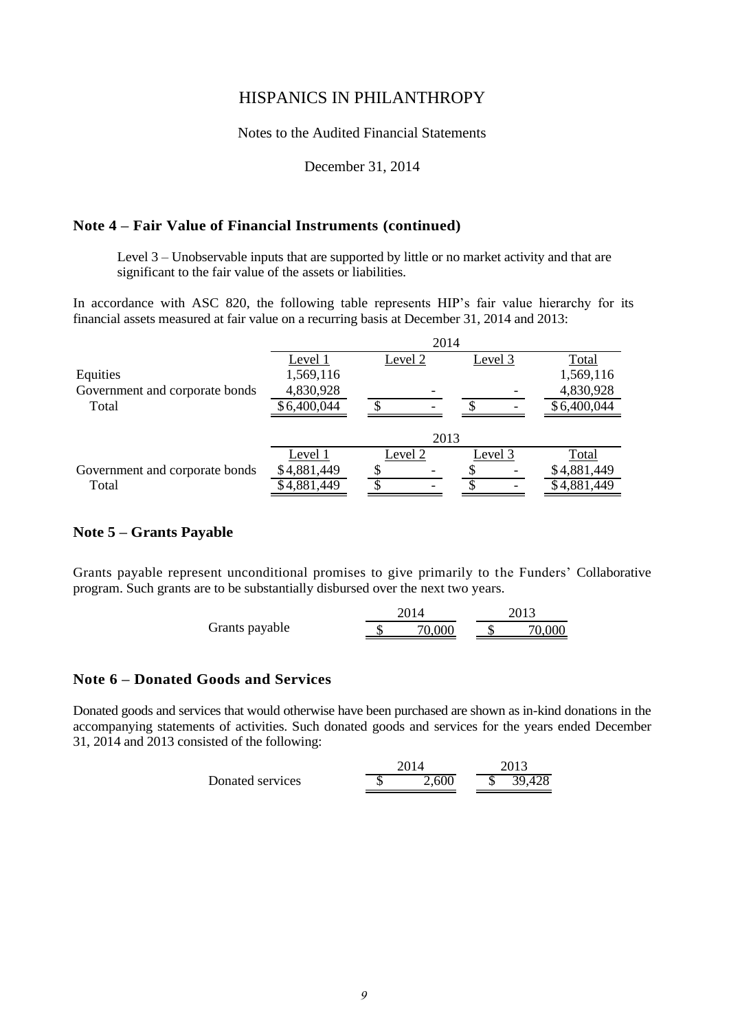# HISPANICS IN PHILANTHROPY

Notes to the Audited Financial Statements

December 31, 2014

## Note 4 – Fair Value of Financial Instruments (continued)

Level 3 – Unobservable inputs that are supported by little or no market activity and that are significant to the fair value of the assets or liabilities.

In accordance with ASC 820, the following table represents HIP's fair value hierarchy for its financial assets measured at fair value on a recurring basis at December 31, 2014 and 2013:

| | 2014 | | | |
|---|---|---|---|---|
| | Level 1 | Level 2 | Level 3 | Total |
| Equities | 1,569,116 | | | 1,569,116 |
| Government and corporate bonds | 4,830,928 | - | - | 4,830,928 |
| Total | $6,400,044 | $ - | $ - | $6,400,044 |

| | 2013 | | | |
|---|---|---|---|---|
| | Level 1 | Level 2 | Level 3 | Total |
| Government and corporate bonds | $4,881,449 | $ - | $ - | $4,881,449 |
| Total | $4,881,449 | $ - | $ - | $4,881,449 |

## Note 5 – Grants Payable

Grants payable represent unconditional promises to give primarily to the Funders' Collaborative program. Such grants are to be substantially disbursed over the next two years.

| | 2014 | 2013 |
|---|---|---|
| Grants payable | $ 70,000 | $ 70,000 |

## Note 6 – Donated Goods and Services

Donated goods and services that would otherwise have been purchased are shown as in-kind donations in the accompanying statements of activities. Such donated goods and services for the years ended December 31, 2014 and 2013 consisted of the following:

| | 2014 | 2013 |
|---|---|---|
| Donated services | $ 2,600 | $ 39,428 |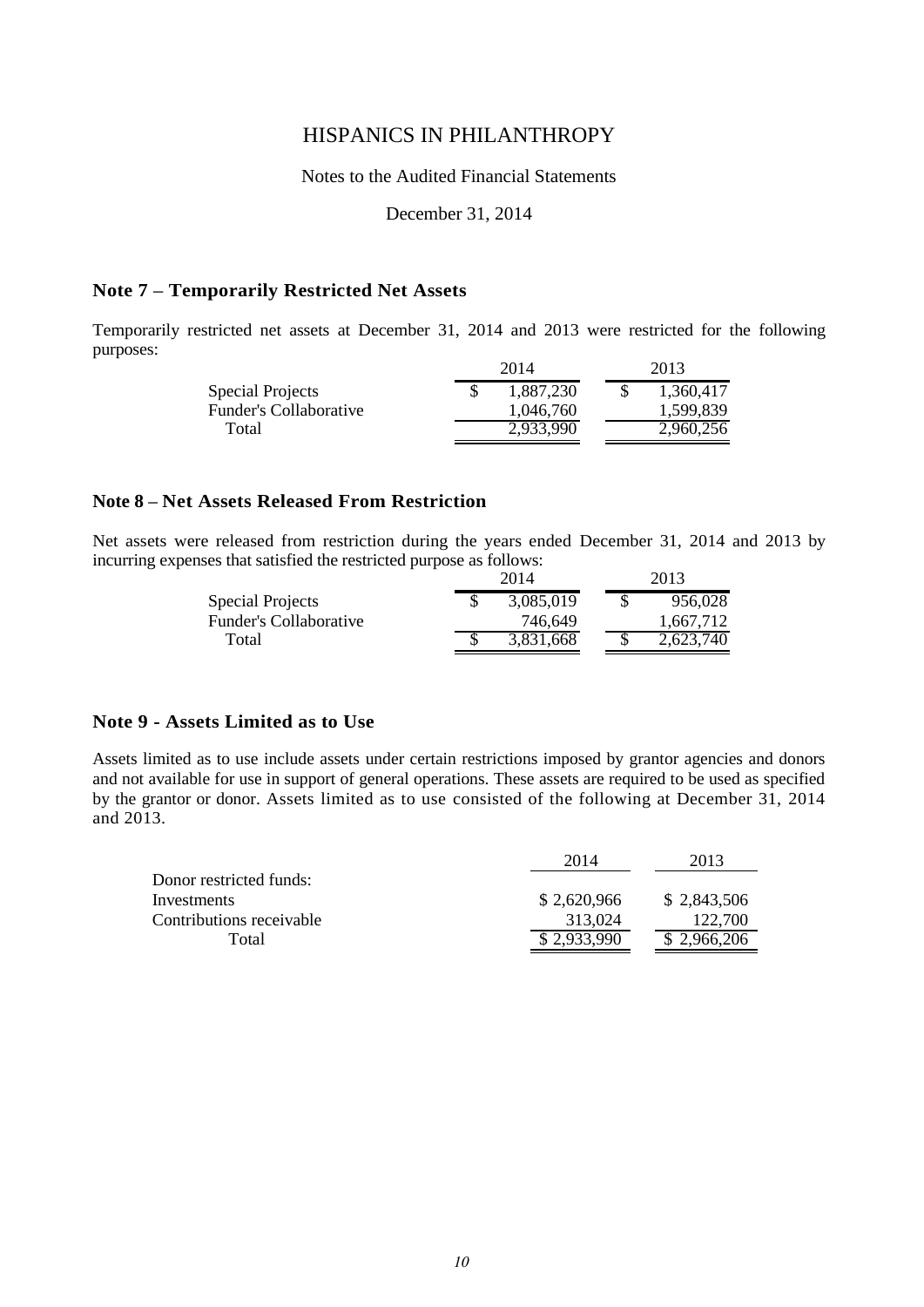# HISPANICS IN PHILANTHROPY

Notes to the Audited Financial Statements

December 31, 2014

## Note 7 – Temporarily Restricted Net Assets

Temporarily restricted net assets at December 31, 2014 and 2013 were restricted for the following purposes:

| | 2014 | 2013 |
|---|---|---|
| Special Projects | $ 1,887,230 | $ 1,360,417 |
| Funder's Collaborative | 1,046,760 | 1,599,839 |
| Total | 2,933,990 | 2,960,256 |

## Note 8 – Net Assets Released From Restriction

Net assets were released from restriction during the years ended December 31, 2014 and 2013 by incurring expenses that satisfied the restricted purpose as follows:

| | 2014 | 2013 |
|---|---|---|
| Special Projects | $ 3,085,019 | $ 956,028 |
| Funder's Collaborative | 746,649 | 1,667,712 |
| Total | $ 3,831,668 | $ 2,623,740 |

## Note 9 - Assets Limited as to Use

Assets limited as to use include assets under certain restrictions imposed by grantor agencies and donors and not available for use in support of general operations. These assets are required to be used as specified by the grantor or donor. Assets limited as to use consisted of the following at December 31, 2014 and 2013.

| | 2014 | 2013 |
|---|---|---|
| Donor restricted funds: | | |
| Investments | $ 2,620,966 | $ 2,843,506 |
| Contributions receivable | 313,024 | 122,700 |
| Total | $ 2,933,990 | $ 2,966,206 |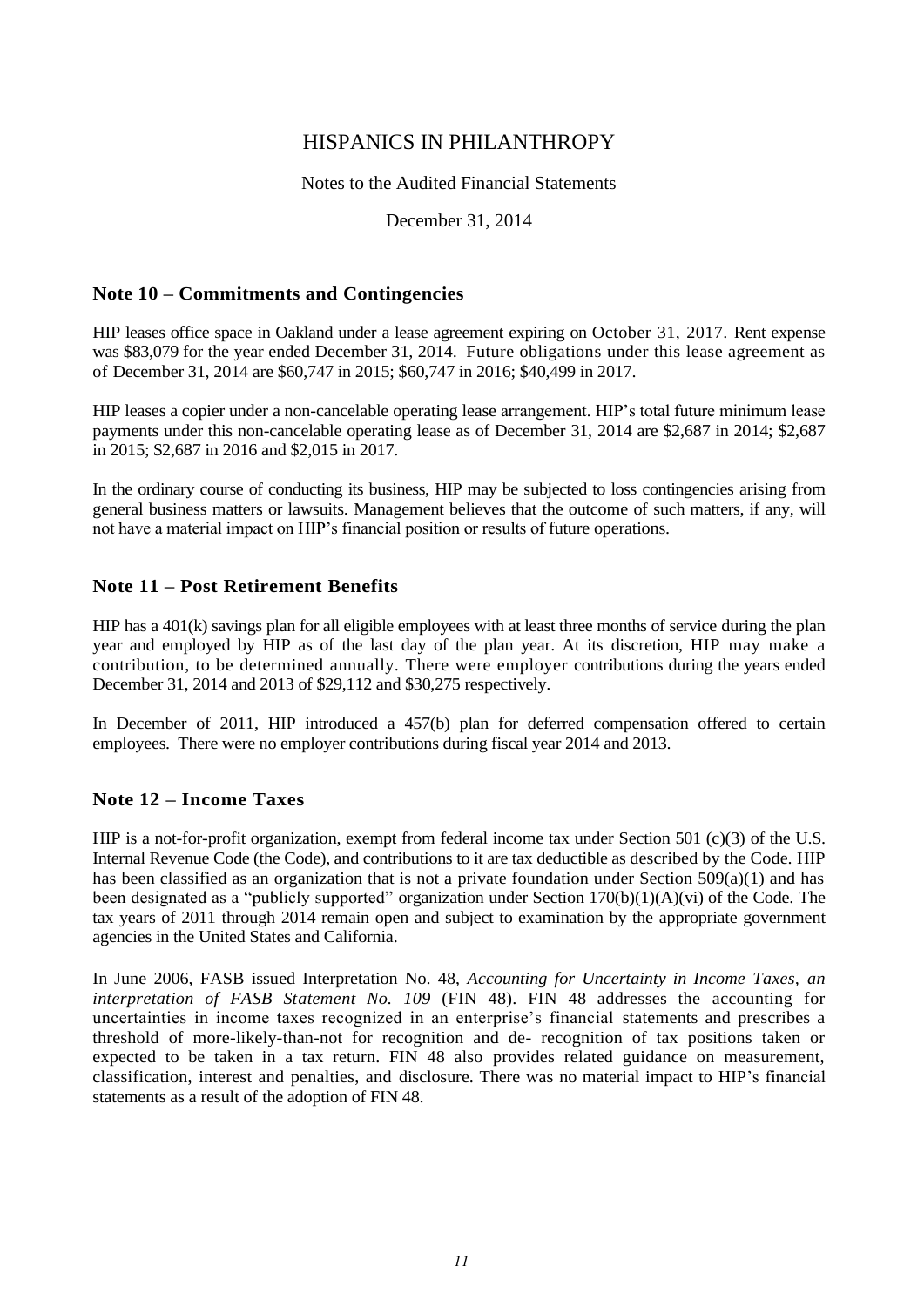# HISPANICS IN PHILANTHROPY

Notes to the Audited Financial Statements

December 31, 2014

## Note 10 – Commitments and Contingencies

HIP leases office space in Oakland under a lease agreement expiring on October 31, 2017. Rent expense was $83,079 for the year ended December 31, 2014. Future obligations under this lease agreement as of December 31, 2014 are $60,747 in 2015; $60,747 in 2016; $40,499 in 2017.

HIP leases a copier under a non-cancelable operating lease arrangement. HIP's total future minimum lease payments under this non-cancelable operating lease as of December 31, 2014 are $2,687 in 2014; $2,687 in 2015; $2,687 in 2016 and $2,015 in 2017.

In the ordinary course of conducting its business, HIP may be subjected to loss contingencies arising from general business matters or lawsuits. Management believes that the outcome of such matters, if any, will not have a material impact on HIP's financial position or results of future operations.

## Note 11 – Post Retirement Benefits

HIP has a 401(k) savings plan for all eligible employees with at least three months of service during the plan year and employed by HIP as of the last day of the plan year. At its discretion, HIP may make a contribution, to be determined annually. There were employer contributions during the years ended December 31, 2014 and 2013 of $29,112 and $30,275 respectively.

In December of 2011, HIP introduced a 457(b) plan for deferred compensation offered to certain employees. There were no employer contributions during fiscal year 2014 and 2013.

## Note 12 – Income Taxes

HIP is a not-for-profit organization, exempt from federal income tax under Section 501 (c)(3) of the U.S. Internal Revenue Code (the Code), and contributions to it are tax deductible as described by the Code. HIP has been classified as an organization that is not a private foundation under Section 509(a)(1) and has been designated as a "publicly supported" organization under Section 170(b)(1)(A)(vi) of the Code. The tax years of 2011 through 2014 remain open and subject to examination by the appropriate government agencies in the United States and California.

In June 2006, FASB issued Interpretation No. 48, *Accounting for Uncertainty in Income Taxes, an interpretation of FASB Statement No. 109* (FIN 48). FIN 48 addresses the accounting for uncertainties in income taxes recognized in an enterprise's financial statements and prescribes a threshold of more-likely-than-not for recognition and de- recognition of tax positions taken or expected to be taken in a tax return. FIN 48 also provides related guidance on measurement, classification, interest and penalties, and disclosure. There was no material impact to HIP's financial statements as a result of the adoption of FIN 48.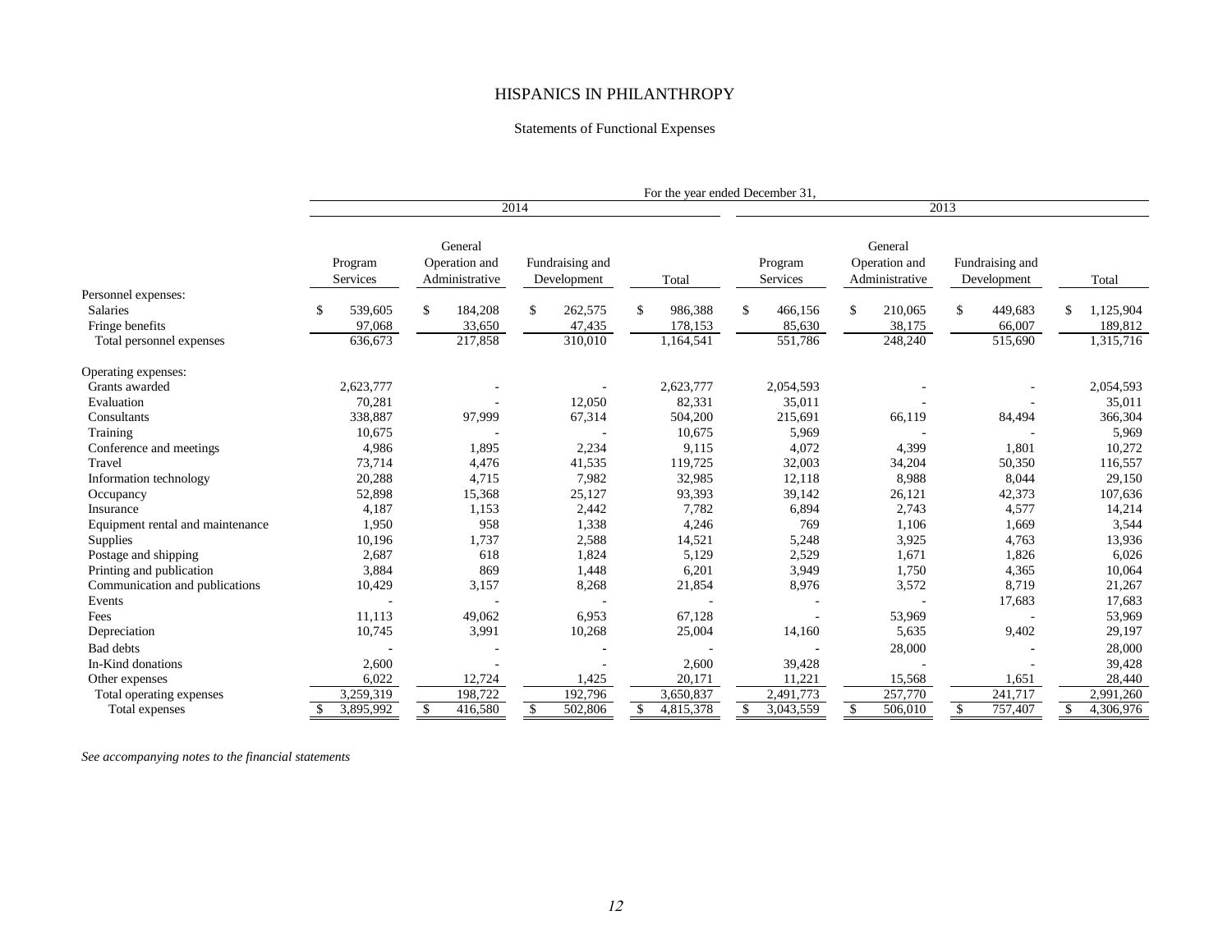# HISPANICS IN PHILANTHROPY

## Statements of Functional Expenses

| | For the year ended December 31, | | | | | | | |
|---|---|---|---|---|---|---|---|---|
| | 2014 | | | | 2013 | | | |
| | Program Services | General Operation and Administrative | Fundraising and Development | Total | Program Services | General Operation and Administrative | Fundraising and Development | Total |
| Personnel expenses: | | | | | | | | |
| Salaries | $ 539,605 | $ 184,208 | $ 262,575 | $ 986,388 | $ 466,156 | $ 210,065 | $ 449,683 | $ 1,125,904 |
| Fringe benefits | 97,068 | 33,650 | 47,435 | 178,153 | 85,630 | 38,175 | 66,007 | 189,812 |
| Total personnel expenses | 636,673 | 217,858 | 310,010 | 1,164,541 | 551,786 | 248,240 | 515,690 | 1,315,716 |
| Operating expenses: | | | | | | | | |
| Grants awarded | 2,623,777 | - | - | 2,623,777 | 2,054,593 | - | - | 2,054,593 |
| Evaluation | 70,281 | - | 12,050 | 82,331 | 35,011 | - | - | 35,011 |
| Consultants | 338,887 | 97,999 | 67,314 | 504,200 | 215,691 | 66,119 | 84,494 | 366,304 |
| Training | 10,675 | - | - | 10,675 | 5,969 | - | - | 5,969 |
| Conference and meetings | 4,986 | 1,895 | 2,234 | 9,115 | 4,072 | 4,399 | 1,801 | 10,272 |
| Travel | 73,714 | 4,476 | 41,535 | 119,725 | 32,003 | 34,204 | 50,350 | 116,557 |
| Information technology | 20,288 | 4,715 | 7,982 | 32,985 | 12,118 | 8,988 | 8,044 | 29,150 |
| Occupancy | 52,898 | 15,368 | 25,127 | 93,393 | 39,142 | 26,121 | 42,373 | 107,636 |
| Insurance | 4,187 | 1,153 | 2,442 | 7,782 | 6,894 | 2,743 | 4,577 | 14,214 |
| Equipment rental and maintenance | 1,950 | 958 | 1,338 | 4,246 | 769 | 1,106 | 1,669 | 3,544 |
| Supplies | 10,196 | 1,737 | 2,588 | 14,521 | 5,248 | 3,925 | 4,763 | 13,936 |
| Postage and shipping | 2,687 | 618 | 1,824 | 5,129 | 2,529 | 1,671 | 1,826 | 6,026 |
| Printing and publication | 3,884 | 869 | 1,448 | 6,201 | 3,949 | 1,750 | 4,365 | 10,064 |
| Communication and publications | 10,429 | 3,157 | 8,268 | 21,854 | 8,976 | 3,572 | 8,719 | 21,267 |
| Events | - | - | - | - | - | - | 17,683 | 17,683 |
| Fees | 11,113 | 49,062 | 6,953 | 67,128 | - | 53,969 | - | 53,969 |
| Depreciation | 10,745 | 3,991 | 10,268 | 25,004 | 14,160 | 5,635 | 9,402 | 29,197 |
| Bad debts | - | - | - | - | - | 28,000 | - | 28,000 |
| In-Kind donations | 2,600 | - | - | 2,600 | 39,428 | - | - | 39,428 |
| Other expenses | 6,022 | 12,724 | 1,425 | 20,171 | 11,221 | 15,568 | 1,651 | 28,440 |
| Total operating expenses | 3,259,319 | 198,722 | 192,796 | 3,650,837 | 2,491,773 | 257,770 | 241,717 | 2,991,260 |
| Total expenses | $ 3,895,992 | $ 416,580 | $ 502,806 | $ 4,815,378 | $ 3,043,559 | $ 506,010 | $ 757,407 | $ 4,306,976 |

*See accompanying notes to the financial statements*